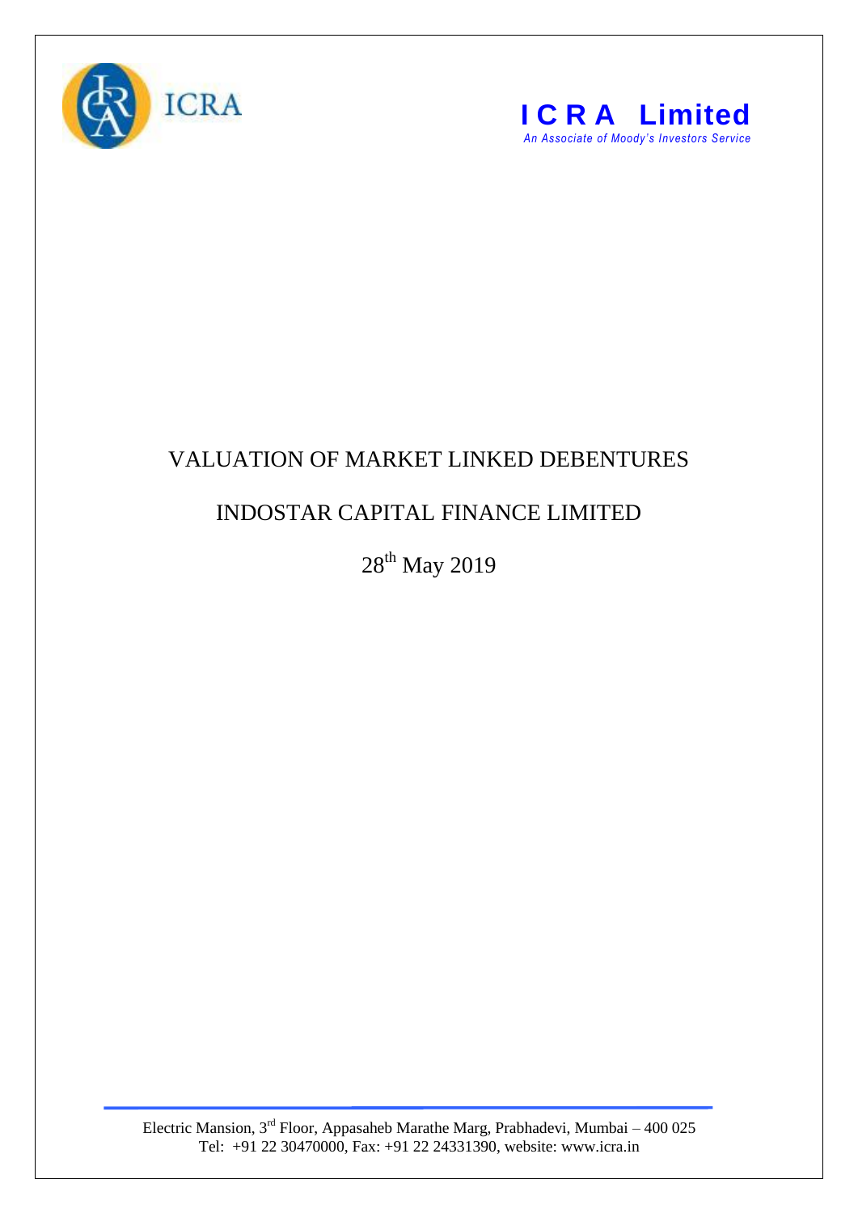ICRA

**ICRA Limited**
*An Associate of Moody's Investors Service*

# VALUATION OF MARKET LINKED DEBENTURES

## INDOSTAR CAPITAL FINANCE LIMITED

28th May 2019

Electric Mansion, 3rd Floor, Appasaheb Marathe Marg, Prabhadevi, Mumbai – 400 025
Tel: +91 22 30470000, Fax: +91 22 24331390, website: www.icra.in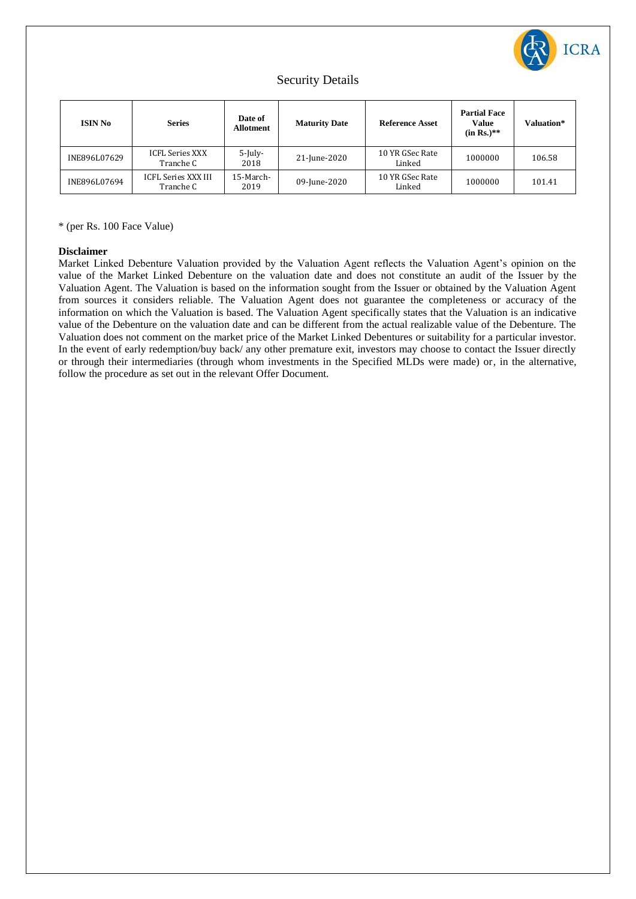## Security Details

| ISIN No | Series | Date of Allotment | Maturity Date | Reference Asset | Partial Face Value (in Rs.)** | Valuation* |
|---|---|---|---|---|---|---|
| INE896L07629 | ICFL Series XXX Tranche C | 5-July-2018 | 21-June-2020 | 10 YR GSec Rate Linked | 1000000 | 106.58 |
| INE896L07694 | ICFL Series XXX III Tranche C | 15-March-2019 | 09-June-2020 | 10 YR GSec Rate Linked | 1000000 | 101.41 |

* (per Rs. 100 Face Value)

**Disclaimer**

Market Linked Debenture Valuation provided by the Valuation Agent reflects the Valuation Agent's opinion on the value of the Market Linked Debenture on the valuation date and does not constitute an audit of the Issuer by the Valuation Agent. The Valuation is based on the information sought from the Issuer or obtained by the Valuation Agent from sources it considers reliable. The Valuation Agent does not guarantee the completeness or accuracy of the information on which the Valuation is based. The Valuation Agent specifically states that the Valuation is an indicative value of the Debenture on the valuation date and can be different from the actual realizable value of the Debenture. The Valuation does not comment on the market price of the Market Linked Debentures or suitability for a particular investor. In the event of early redemption/buy back/ any other premature exit, investors may choose to contact the Issuer directly or through their intermediaries (through whom investments in the Specified MLDs were made) or, in the alternative, follow the procedure as set out in the relevant Offer Document.